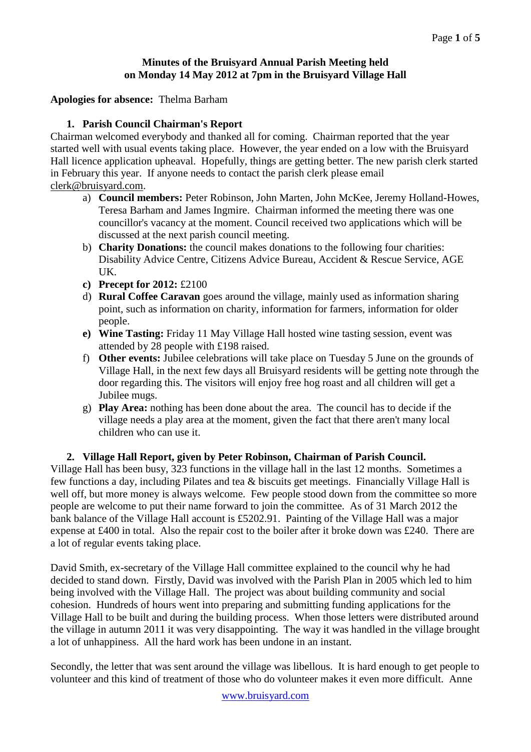**Minutes of the Bruisyard Annual Parish Meeting held on Monday 14 May 2012 at 7pm in the Bruisyard Village Hall**

**Apologies for absence:** Thelma Barham

1. **Parish Council Chairman's Report**

Chairman welcomed everybody and thanked all for coming. Chairman reported that the year started well with usual events taking place. However, the year ended on a low with the Bruisyard Hall licence application upheaval. Hopefully, things are getting better. The new parish clerk started in February this year. If anyone needs to contact the parish clerk please email clerk@bruisyard.com.

a) **Council members:** Peter Robinson, John Marten, John McKee, Jeremy Holland-Howes, Teresa Barham and James Ingmire. Chairman informed the meeting there was one councillor's vacancy at the moment. Council received two applications which will be discussed at the next parish council meeting.

b) **Charity Donations:** the council makes donations to the following four charities: Disability Advice Centre, Citizens Advice Bureau, Accident & Rescue Service, AGE UK.

c) **Precept for 2012:** £2100

d) **Rural Coffee Caravan** goes around the village, mainly used as information sharing point, such as information on charity, information for farmers, information for older people.

e) **Wine Tasting:** Friday 11 May Village Hall hosted wine tasting session, event was attended by 28 people with £198 raised.

f) **Other events:** Jubilee celebrations will take place on Tuesday 5 June on the grounds of Village Hall, in the next few days all Bruisyard residents will be getting note through the door regarding this. The visitors will enjoy free hog roast and all children will get a Jubilee mugs.

g) **Play Area:** nothing has been done about the area. The council has to decide if the village needs a play area at the moment, given the fact that there aren't many local children who can use it.

2. **Village Hall Report, given by Peter Robinson, Chairman of Parish Council.**

Village Hall has been busy, 323 functions in the village hall in the last 12 months. Sometimes a few functions a day, including Pilates and tea & biscuits get meetings. Financially Village Hall is well off, but more money is always welcome. Few people stood down from the committee so more people are welcome to put their name forward to join the committee. As of 31 March 2012 the bank balance of the Village Hall account is £5202.91. Painting of the Village Hall was a major expense at £400 in total. Also the repair cost to the boiler after it broke down was £240. There are a lot of regular events taking place.

David Smith, ex-secretary of the Village Hall committee explained to the council why he had decided to stand down. Firstly, David was involved with the Parish Plan in 2005 which led to him being involved with the Village Hall. The project was about building community and social cohesion. Hundreds of hours went into preparing and submitting funding applications for the Village Hall to be built and during the building process. When those letters were distributed around the village in autumn 2011 it was very disappointing. The way it was handled in the village brought a lot of unhappiness. All the hard work has been undone in an instant.

Secondly, the letter that was sent around the village was libellous. It is hard enough to get people to volunteer and this kind of treatment of those who do volunteer makes it even more difficult. Anne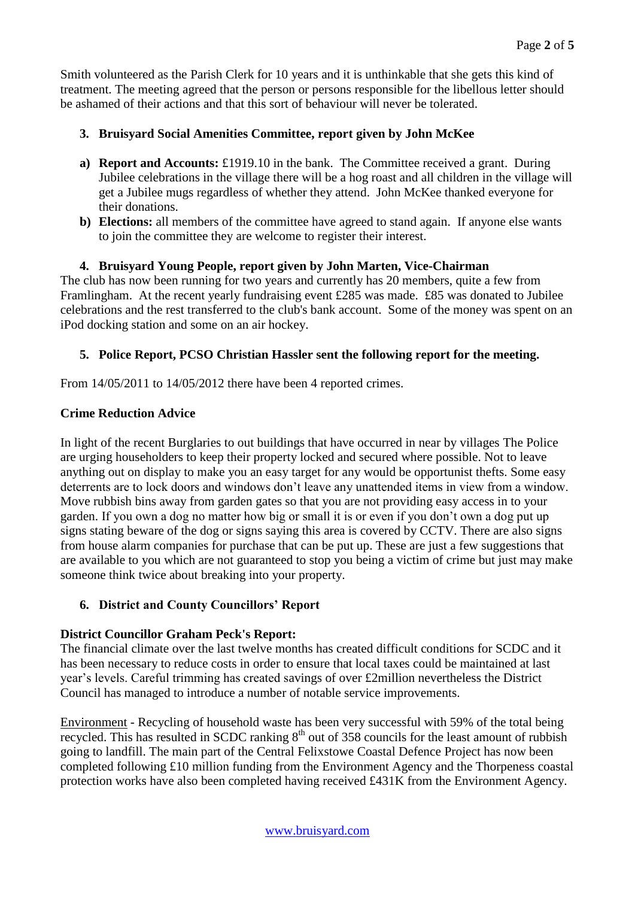Smith volunteered as the Parish Clerk for 10 years and it is unthinkable that she gets this kind of treatment. The meeting agreed that the person or persons responsible for the libellous letter should be ashamed of their actions and that this sort of behaviour will never be tolerated.

## 3. Bruisyard Social Amenities Committee, report given by John McKee

a) **Report and Accounts:** £1919.10 in the bank. The Committee received a grant. During Jubilee celebrations in the village there will be a hog roast and all children in the village will get a Jubilee mugs regardless of whether they attend. John McKee thanked everyone for their donations.

b) **Elections:** all members of the committee have agreed to stand again. If anyone else wants to join the committee they are welcome to register their interest.

## 4. Bruisyard Young People, report given by John Marten, Vice-Chairman

The club has now been running for two years and currently has 20 members, quite a few from Framlingham. At the recent yearly fundraising event £285 was made. £85 was donated to Jubilee celebrations and the rest transferred to the club's bank account. Some of the money was spent on an iPod docking station and some on an air hockey.

## 5. Police Report, PCSO Christian Hassler sent the following report for the meeting.

From 14/05/2011 to 14/05/2012 there have been 4 reported crimes.

### Crime Reduction Advice

In light of the recent Burglaries to out buildings that have occurred in near by villages The Police are urging householders to keep their property locked and secured where possible. Not to leave anything out on display to make you an easy target for any would be opportunist thefts. Some easy deterrents are to lock doors and windows don't leave any unattended items in view from a window. Move rubbish bins away from garden gates so that you are not providing easy access in to your garden. If you own a dog no matter how big or small it is or even if you don't own a dog put up signs stating beware of the dog or signs saying this area is covered by CCTV. There are also signs from house alarm companies for purchase that can be put up. These are just a few suggestions that are available to you which are not guaranteed to stop you being a victim of crime but just may make someone think twice about breaking into your property.

## 6. District and County Councillors' Report

### District Councillor Graham Peck's Report:

The financial climate over the last twelve months has created difficult conditions for SCDC and it has been necessary to reduce costs in order to ensure that local taxes could be maintained at last year's levels. Careful trimming has created savings of over £2million nevertheless the District Council has managed to introduce a number of notable service improvements.

Environment - Recycling of household waste has been very successful with 59% of the total being recycled. This has resulted in SCDC ranking 8th out of 358 councils for the least amount of rubbish going to landfill. The main part of the Central Felixstowe Coastal Defence Project has now been completed following £10 million funding from the Environment Agency and the Thorpeness coastal protection works have also been completed having received £431K from the Environment Agency.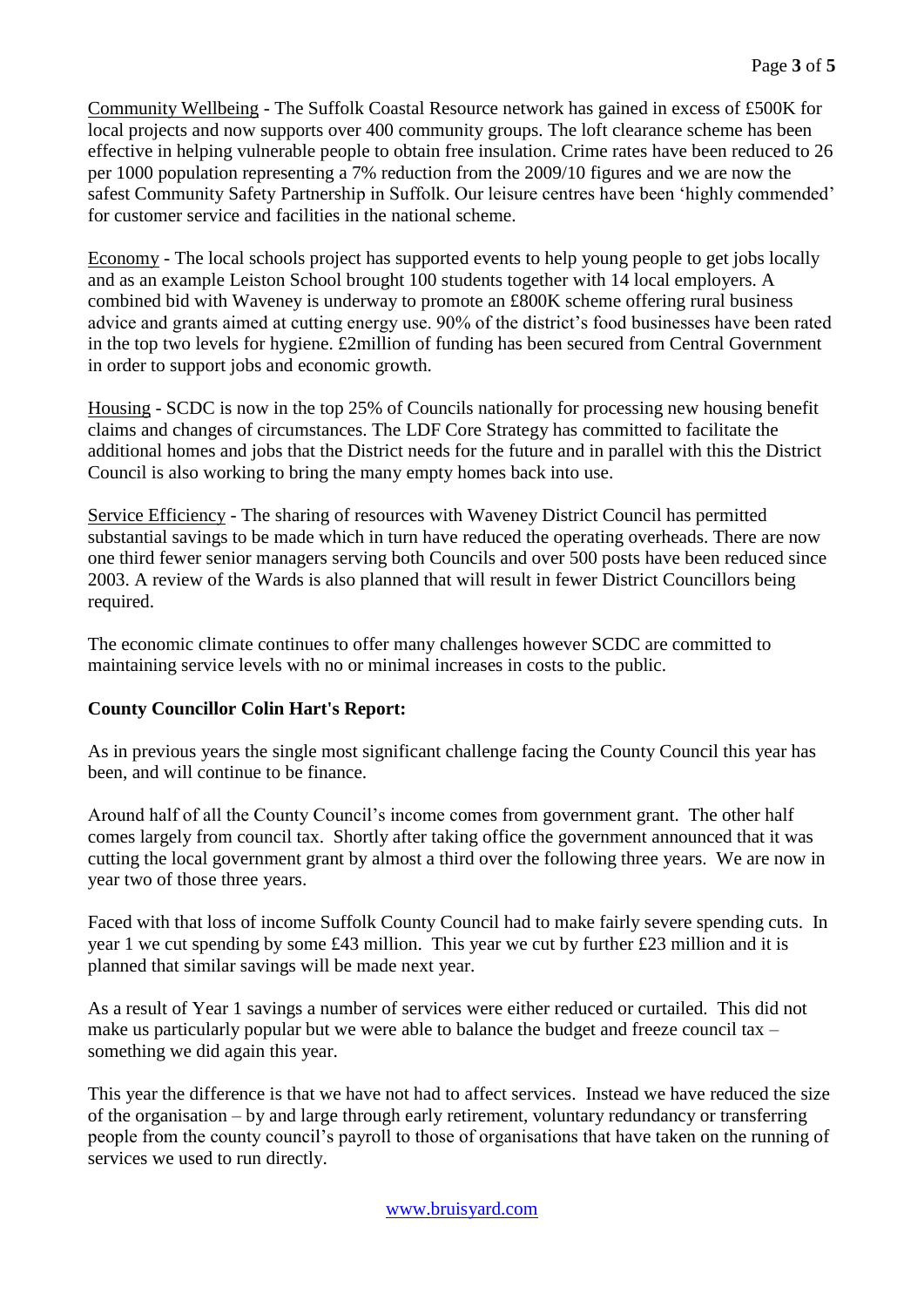Community Wellbeing - The Suffolk Coastal Resource network has gained in excess of £500K for local projects and now supports over 400 community groups. The loft clearance scheme has been effective in helping vulnerable people to obtain free insulation. Crime rates have been reduced to 26 per 1000 population representing a 7% reduction from the 2009/10 figures and we are now the safest Community Safety Partnership in Suffolk. Our leisure centres have been 'highly commended' for customer service and facilities in the national scheme.

Economy - The local schools project has supported events to help young people to get jobs locally and as an example Leiston School brought 100 students together with 14 local employers. A combined bid with Waveney is underway to promote an £800K scheme offering rural business advice and grants aimed at cutting energy use. 90% of the district's food businesses have been rated in the top two levels for hygiene. £2million of funding has been secured from Central Government in order to support jobs and economic growth.

Housing - SCDC is now in the top 25% of Councils nationally for processing new housing benefit claims and changes of circumstances. The LDF Core Strategy has committed to facilitate the additional homes and jobs that the District needs for the future and in parallel with this the District Council is also working to bring the many empty homes back into use.

Service Efficiency - The sharing of resources with Waveney District Council has permitted substantial savings to be made which in turn have reduced the operating overheads. There are now one third fewer senior managers serving both Councils and over 500 posts have been reduced since 2003. A review of the Wards is also planned that will result in fewer District Councillors being required.

The economic climate continues to offer many challenges however SCDC are committed to maintaining service levels with no or minimal increases in costs to the public.

**County Councillor Colin Hart's Report:**

As in previous years the single most significant challenge facing the County Council this year has been, and will continue to be finance.

Around half of all the County Council's income comes from government grant. The other half comes largely from council tax. Shortly after taking office the government announced that it was cutting the local government grant by almost a third over the following three years. We are now in year two of those three years.

Faced with that loss of income Suffolk County Council had to make fairly severe spending cuts. In year 1 we cut spending by some £43 million. This year we cut by further £23 million and it is planned that similar savings will be made next year.

As a result of Year 1 savings a number of services were either reduced or curtailed. This did not make us particularly popular but we were able to balance the budget and freeze council tax – something we did again this year.

This year the difference is that we have not had to affect services. Instead we have reduced the size of the organisation – by and large through early retirement, voluntary redundancy or transferring people from the county council's payroll to those of organisations that have taken on the running of services we used to run directly.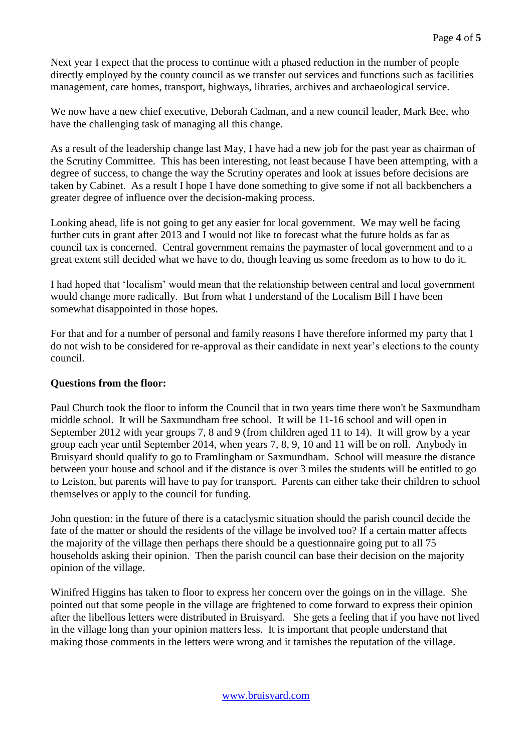Next year I expect that the process to continue with a phased reduction in the number of people directly employed by the county council as we transfer out services and functions such as facilities management, care homes, transport, highways, libraries, archives and archaeological service.

We now have a new chief executive, Deborah Cadman, and a new council leader, Mark Bee, who have the challenging task of managing all this change.

As a result of the leadership change last May, I have had a new job for the past year as chairman of the Scrutiny Committee. This has been interesting, not least because I have been attempting, with a degree of success, to change the way the Scrutiny operates and look at issues before decisions are taken by Cabinet. As a result I hope I have done something to give some if not all backbenchers a greater degree of influence over the decision-making process.

Looking ahead, life is not going to get any easier for local government. We may well be facing further cuts in grant after 2013 and I would not like to forecast what the future holds as far as council tax is concerned. Central government remains the paymaster of local government and to a great extent still decided what we have to do, though leaving us some freedom as to how to do it.

I had hoped that 'localism' would mean that the relationship between central and local government would change more radically. But from what I understand of the Localism Bill I have been somewhat disappointed in those hopes.

For that and for a number of personal and family reasons I have therefore informed my party that I do not wish to be considered for re-approval as their candidate in next year's elections to the county council.

**Questions from the floor:**

Paul Church took the floor to inform the Council that in two years time there won't be Saxmundham middle school. It will be Saxmundham free school. It will be 11-16 school and will open in September 2012 with year groups 7, 8 and 9 (from children aged 11 to 14). It will grow by a year group each year until September 2014, when years 7, 8, 9, 10 and 11 will be on roll. Anybody in Bruisyard should qualify to go to Framlingham or Saxmundham. School will measure the distance between your house and school and if the distance is over 3 miles the students will be entitled to go to Leiston, but parents will have to pay for transport. Parents can either take their children to school themselves or apply to the council for funding.

John question: in the future of there is a cataclysmic situation should the parish council decide the fate of the matter or should the residents of the village be involved too? If a certain matter affects the majority of the village then perhaps there should be a questionnaire going put to all 75 households asking their opinion. Then the parish council can base their decision on the majority opinion of the village.

Winifred Higgins has taken to floor to express her concern over the goings on in the village. She pointed out that some people in the village are frightened to come forward to express their opinion after the libellous letters were distributed in Bruisyard. She gets a feeling that if you have not lived in the village long than your opinion matters less. It is important that people understand that making those comments in the letters were wrong and it tarnishes the reputation of the village.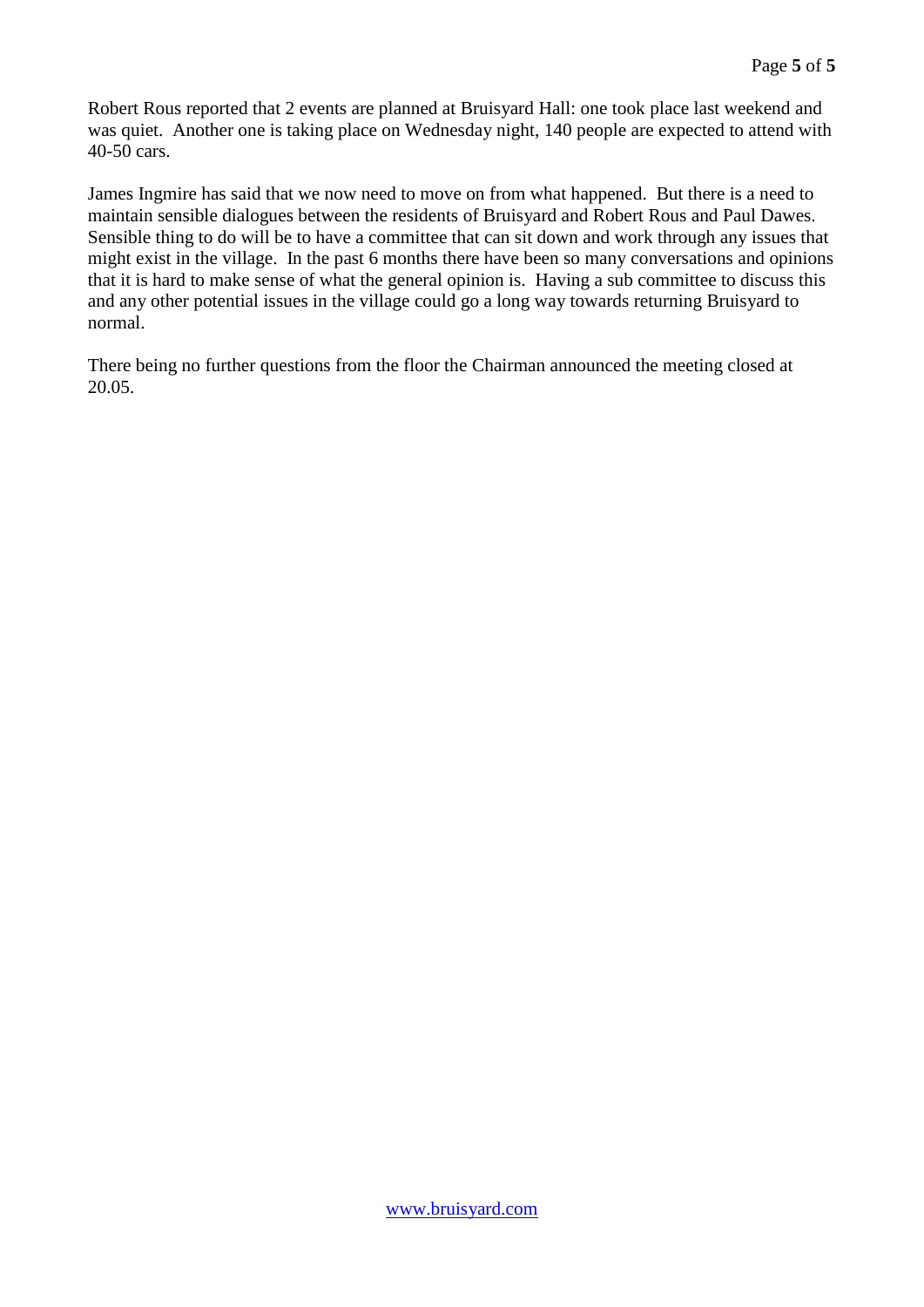Robert Rous reported that 2 events are planned at Bruisyard Hall: one took place last weekend and was quiet. Another one is taking place on Wednesday night, 140 people are expected to attend with 40-50 cars.

James Ingmire has said that we now need to move on from what happened. But there is a need to maintain sensible dialogues between the residents of Bruisyard and Robert Rous and Paul Dawes. Sensible thing to do will be to have a committee that can sit down and work through any issues that might exist in the village. In the past 6 months there have been so many conversations and opinions that it is hard to make sense of what the general opinion is. Having a sub committee to discuss this and any other potential issues in the village could go a long way towards returning Bruisyard to normal.

There being no further questions from the floor the Chairman announced the meeting closed at 20.05.